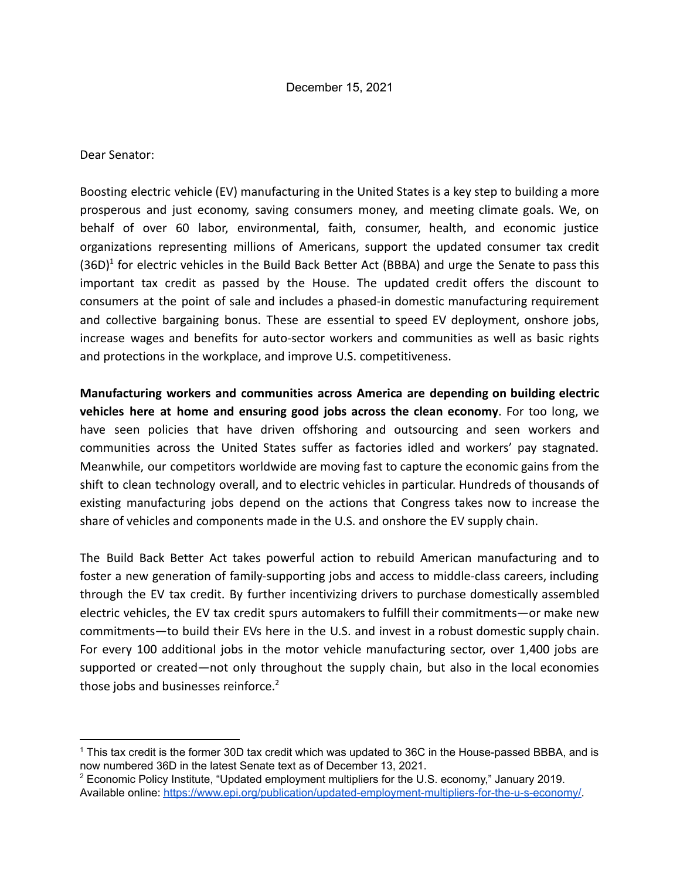December 15, 2021

Dear Senator:

Boosting electric vehicle (EV) manufacturing in the United States is a key step to building a more prosperous and just economy, saving consumers money, and meeting climate goals. We, on behalf of over 60 labor, environmental, faith, consumer, health, and economic justice organizations representing millions of Americans, support the updated consumer tax credit (36D)[1] for electric vehicles in the Build Back Better Act (BBBA) and urge the Senate to pass this important tax credit as passed by the House. The updated credit offers the discount to consumers at the point of sale and includes a phased-in domestic manufacturing requirement and collective bargaining bonus. These are essential to speed EV deployment, onshore jobs, increase wages and benefits for auto-sector workers and communities as well as basic rights and protections in the workplace, and improve U.S. competitiveness.

**Manufacturing workers and communities across America are depending on building electric vehicles here at home and ensuring good jobs across the clean economy**. For too long, we have seen policies that have driven offshoring and outsourcing and seen workers and communities across the United States suffer as factories idled and workers' pay stagnated. Meanwhile, our competitors worldwide are moving fast to capture the economic gains from the shift to clean technology overall, and to electric vehicles in particular. Hundreds of thousands of existing manufacturing jobs depend on the actions that Congress takes now to increase the share of vehicles and components made in the U.S. and onshore the EV supply chain.

The Build Back Better Act takes powerful action to rebuild American manufacturing and to foster a new generation of family-supporting jobs and access to middle-class careers, including through the EV tax credit. By further incentivizing drivers to purchase domestically assembled electric vehicles, the EV tax credit spurs automakers to fulfill their commitments—or make new commitments—to build their EVs here in the U.S. and invest in a robust domestic supply chain. For every 100 additional jobs in the motor vehicle manufacturing sector, over 1,400 jobs are supported or created—not only throughout the supply chain, but also in the local economies those jobs and businesses reinforce.[2]

---

[1] This tax credit is the former 30D tax credit which was updated to 36C in the House-passed BBBA, and is now numbered 36D in the latest Senate text as of December 13, 2021.

[2] Economic Policy Institute, "Updated employment multipliers for the U.S. economy," January 2019. Available online: https://www.epi.org/publication/updated-employment-multipliers-for-the-u-s-economy/.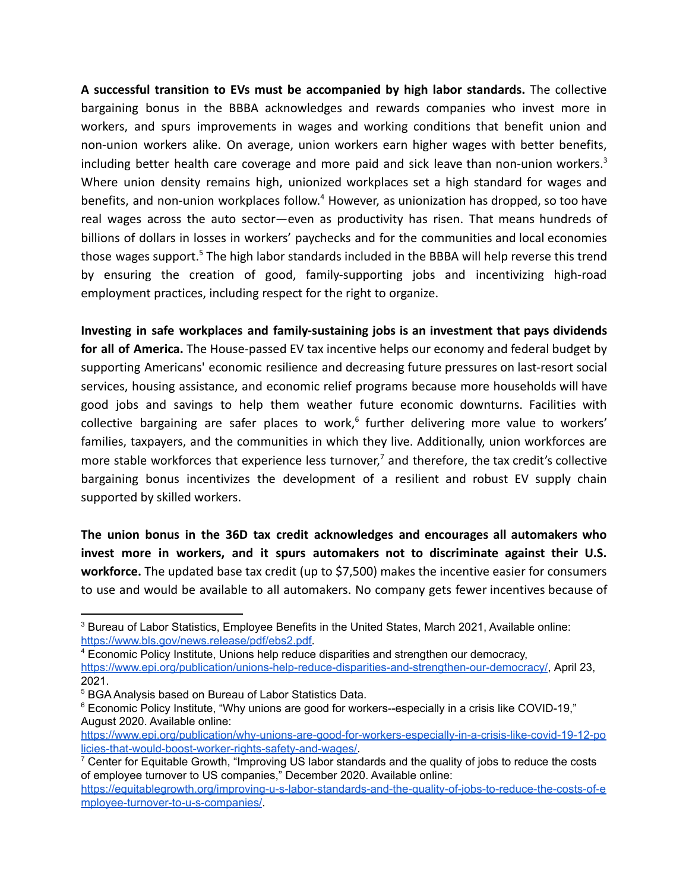**A successful transition to EVs must be accompanied by high labor standards.** The collective bargaining bonus in the BBBA acknowledges and rewards companies who invest more in workers, and spurs improvements in wages and working conditions that benefit union and non-union workers alike. On average, union workers earn higher wages with better benefits, including better health care coverage and more paid and sick leave than non-union workers.[3] Where union density remains high, unionized workplaces set a high standard for wages and benefits, and non-union workplaces follow.[4] However, as unionization has dropped, so too have real wages across the auto sector—even as productivity has risen. That means hundreds of billions of dollars in losses in workers' paychecks and for the communities and local economies those wages support.[5] The high labor standards included in the BBBA will help reverse this trend by ensuring the creation of good, family-supporting jobs and incentivizing high-road employment practices, including respect for the right to organize.

**Investing in safe workplaces and family-sustaining jobs is an investment that pays dividends for all of America.** The House-passed EV tax incentive helps our economy and federal budget by supporting Americans' economic resilience and decreasing future pressures on last-resort social services, housing assistance, and economic relief programs because more households will have good jobs and savings to help them weather future economic downturns. Facilities with collective bargaining are safer places to work,[6] further delivering more value to workers' families, taxpayers, and the communities in which they live. Additionally, union workforces are more stable workforces that experience less turnover,[7] and therefore, the tax credit's collective bargaining bonus incentivizes the development of a resilient and robust EV supply chain supported by skilled workers.

**The union bonus in the 36D tax credit acknowledges and encourages all automakers who invest more in workers, and it spurs automakers not to discriminate against their U.S. workforce.** The updated base tax credit (up to $7,500) makes the incentive easier for consumers to use and would be available to all automakers. No company gets fewer incentives because of

---

[3] Bureau of Labor Statistics, Employee Benefits in the United States, March 2021, Available online: https://www.bls.gov/news.release/pdf/ebs2.pdf.

[4] Economic Policy Institute, Unions help reduce disparities and strengthen our democracy, https://www.epi.org/publication/unions-help-reduce-disparities-and-strengthen-our-democracy/, April 23, 2021.

[5] BGA Analysis based on Bureau of Labor Statistics Data.

[6] Economic Policy Institute, "Why unions are good for workers--especially in a crisis like COVID-19," August 2020. Available online: https://www.epi.org/publication/why-unions-are-good-for-workers-especially-in-a-crisis-like-covid-19-12-policies-that-would-boost-worker-rights-safety-and-wages/.

[7] Center for Equitable Growth, "Improving US labor standards and the quality of jobs to reduce the costs of employee turnover to US companies," December 2020. Available online: https://equitablegrowth.org/improving-u-s-labor-standards-and-the-quality-of-jobs-to-reduce-the-costs-of-employee-turnover-to-u-s-companies/.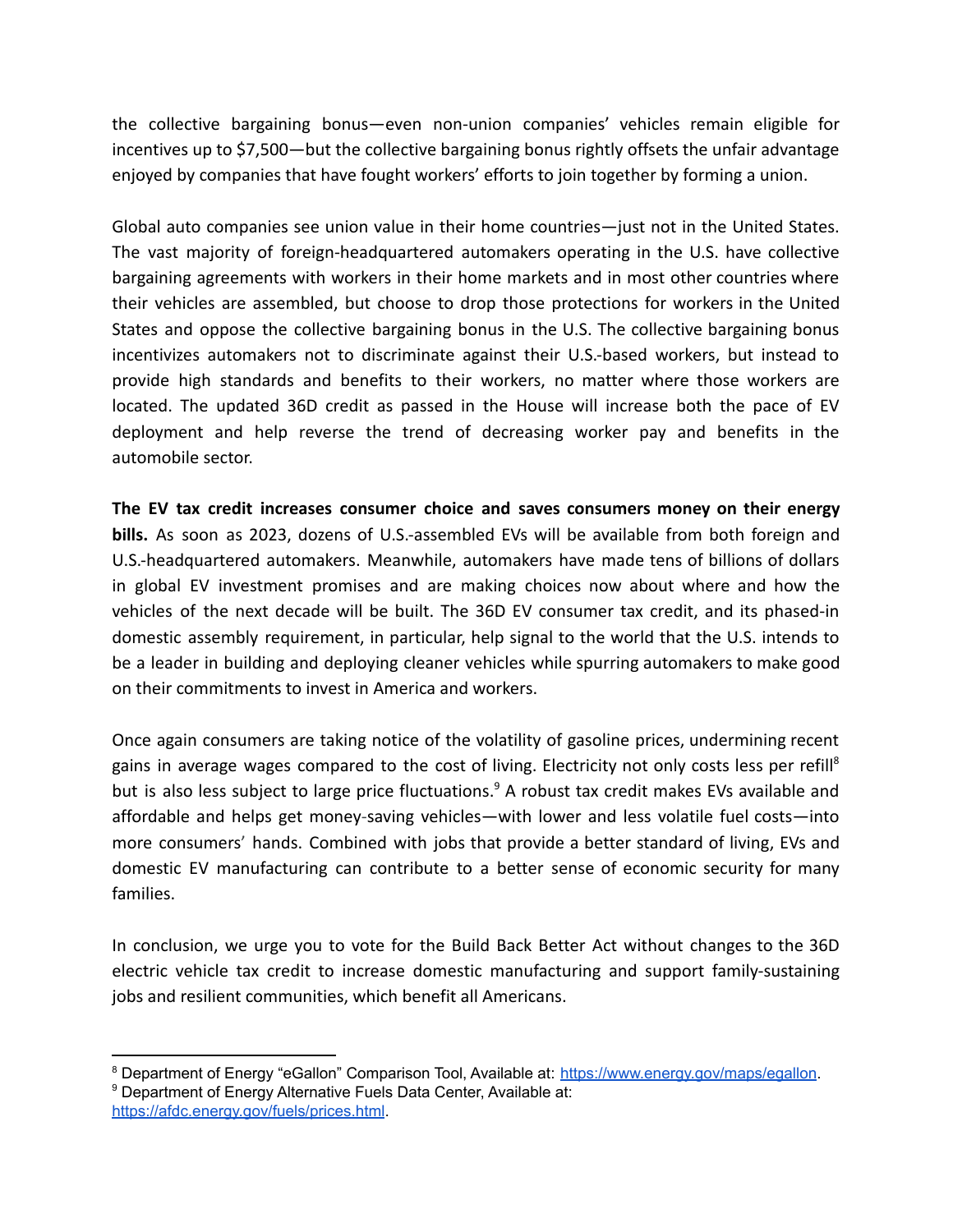the collective bargaining bonus—even non-union companies' vehicles remain eligible for incentives up to $7,500—but the collective bargaining bonus rightly offsets the unfair advantage enjoyed by companies that have fought workers' efforts to join together by forming a union.

Global auto companies see union value in their home countries—just not in the United States. The vast majority of foreign-headquartered automakers operating in the U.S. have collective bargaining agreements with workers in their home markets and in most other countries where their vehicles are assembled, but choose to drop those protections for workers in the United States and oppose the collective bargaining bonus in the U.S. The collective bargaining bonus incentivizes automakers not to discriminate against their U.S.-based workers, but instead to provide high standards and benefits to their workers, no matter where those workers are located. The updated 36D credit as passed in the House will increase both the pace of EV deployment and help reverse the trend of decreasing worker pay and benefits in the automobile sector.

**The EV tax credit increases consumer choice and saves consumers money on their energy bills.** As soon as 2023, dozens of U.S.-assembled EVs will be available from both foreign and U.S.-headquartered automakers. Meanwhile, automakers have made tens of billions of dollars in global EV investment promises and are making choices now about where and how the vehicles of the next decade will be built. The 36D EV consumer tax credit, and its phased-in domestic assembly requirement, in particular, help signal to the world that the U.S. intends to be a leader in building and deploying cleaner vehicles while spurring automakers to make good on their commitments to invest in America and workers.

Once again consumers are taking notice of the volatility of gasoline prices, undermining recent gains in average wages compared to the cost of living. Electricity not only costs less per refill[8] but is also less subject to large price fluctuations.[9] A robust tax credit makes EVs available and affordable and helps get money-saving vehicles—with lower and less volatile fuel costs—into more consumers' hands. Combined with jobs that provide a better standard of living, EVs and domestic EV manufacturing can contribute to a better sense of economic security for many families.

In conclusion, we urge you to vote for the Build Back Better Act without changes to the 36D electric vehicle tax credit to increase domestic manufacturing and support family-sustaining jobs and resilient communities, which benefit all Americans.

---

[8] Department of Energy "eGallon" Comparison Tool, Available at: https://www.energy.gov/maps/egallon.

[9] Department of Energy Alternative Fuels Data Center, Available at: https://afdc.energy.gov/fuels/prices.html.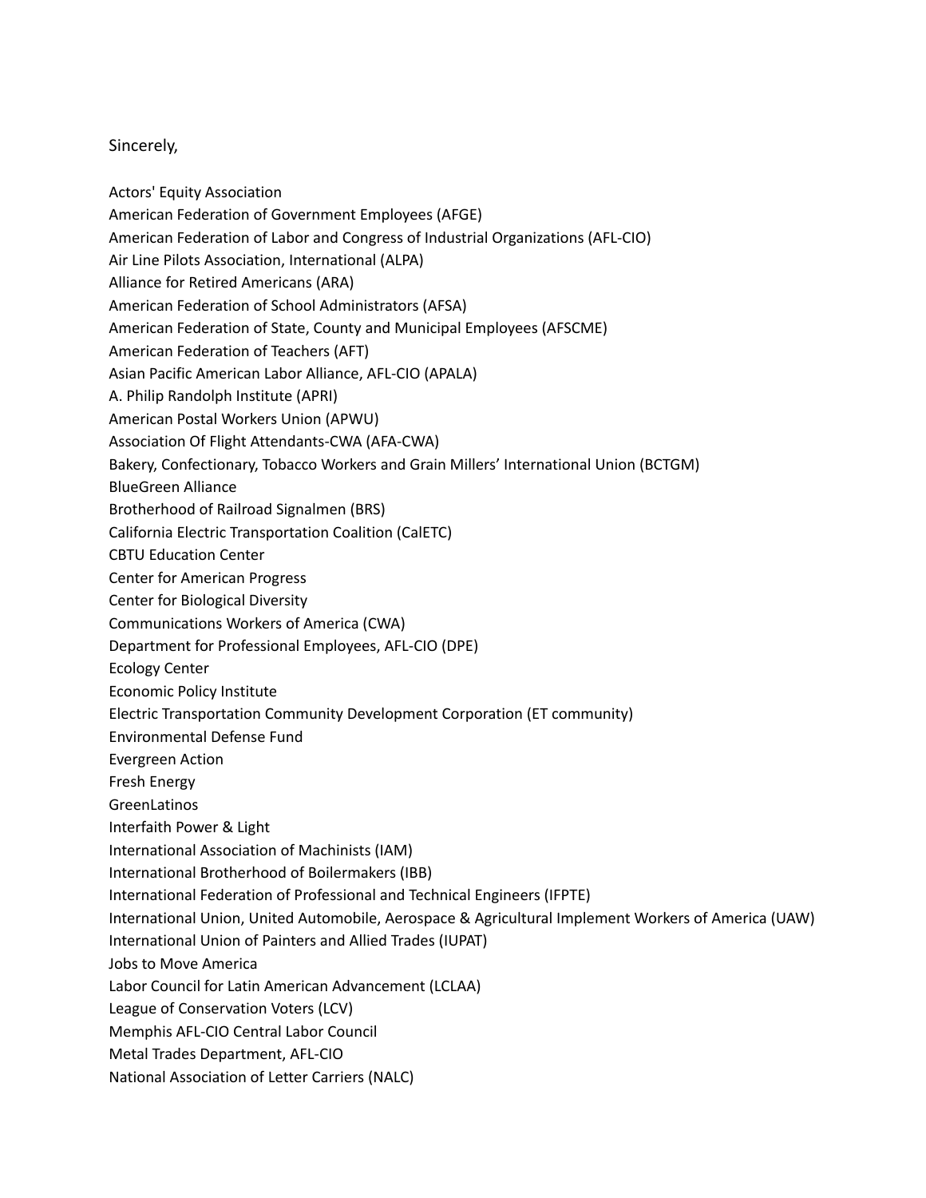Sincerely,

Actors' Equity Association
American Federation of Government Employees (AFGE)
American Federation of Labor and Congress of Industrial Organizations (AFL-CIO)
Air Line Pilots Association, International (ALPA)
Alliance for Retired Americans (ARA)
American Federation of School Administrators (AFSA)
American Federation of State, County and Municipal Employees (AFSCME)
American Federation of Teachers (AFT)
Asian Pacific American Labor Alliance, AFL-CIO (APALA)
A. Philip Randolph Institute (APRI)
American Postal Workers Union (APWU)
Association Of Flight Attendants-CWA (AFA-CWA)
Bakery, Confectionary, Tobacco Workers and Grain Millers' International Union (BCTGM)
BlueGreen Alliance
Brotherhood of Railroad Signalmen (BRS)
California Electric Transportation Coalition (CalETC)
CBTU Education Center
Center for American Progress
Center for Biological Diversity
Communications Workers of America (CWA)
Department for Professional Employees, AFL-CIO (DPE)
Ecology Center
Economic Policy Institute
Electric Transportation Community Development Corporation (ET community)
Environmental Defense Fund
Evergreen Action
Fresh Energy
GreenLatinos
Interfaith Power & Light
International Association of Machinists (IAM)
International Brotherhood of Boilermakers (IBB)
International Federation of Professional and Technical Engineers (IFPTE)
International Union, United Automobile, Aerospace & Agricultural Implement Workers of America (UAW)
International Union of Painters and Allied Trades (IUPAT)
Jobs to Move America
Labor Council for Latin American Advancement (LCLAA)
League of Conservation Voters (LCV)
Memphis AFL-CIO Central Labor Council
Metal Trades Department, AFL-CIO
National Association of Letter Carriers (NALC)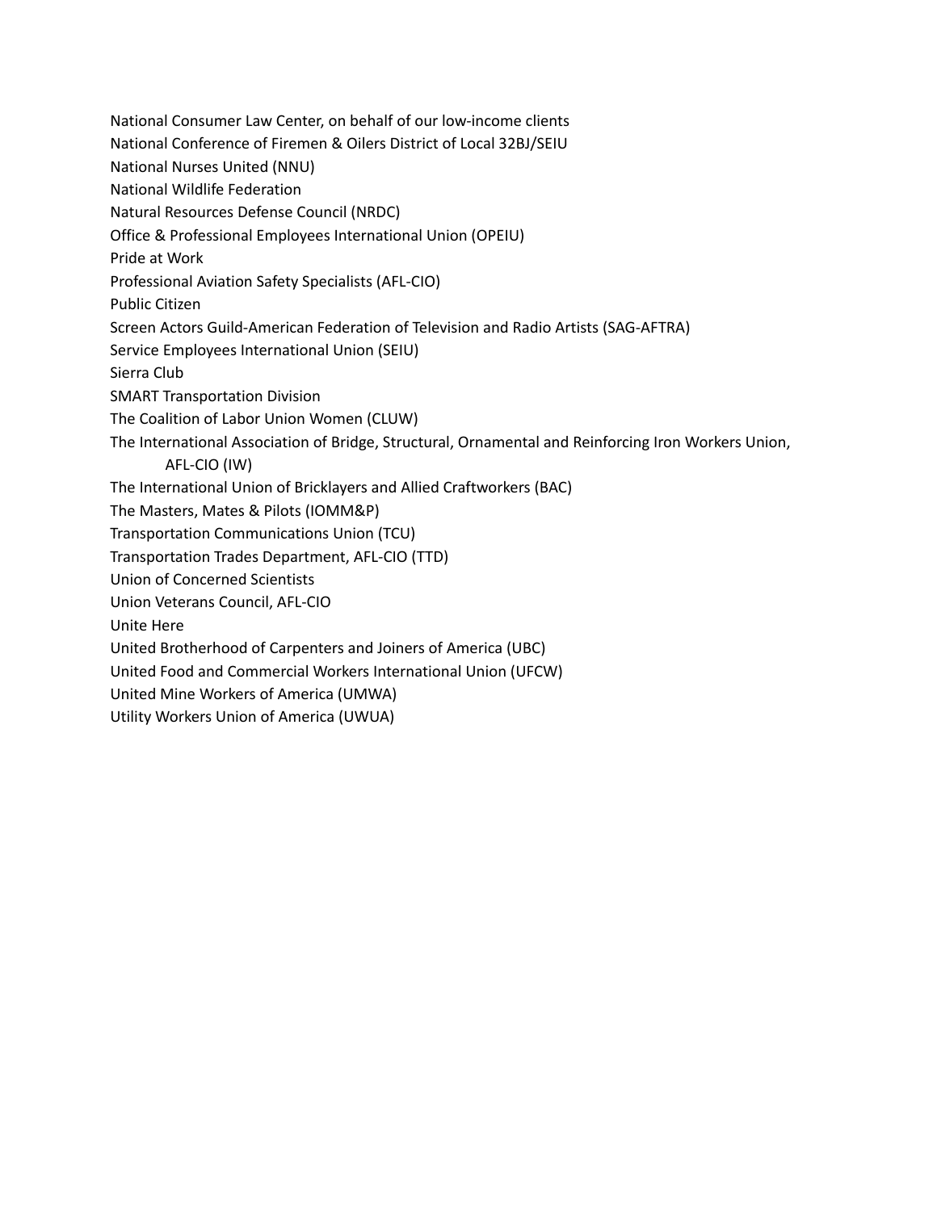National Consumer Law Center, on behalf of our low-income clients
National Conference of Firemen & Oilers District of Local 32BJ/SEIU
National Nurses United (NNU)
National Wildlife Federation
Natural Resources Defense Council (NRDC)
Office & Professional Employees International Union (OPEIU)
Pride at Work
Professional Aviation Safety Specialists (AFL-CIO)
Public Citizen
Screen Actors Guild-American Federation of Television and Radio Artists (SAG-AFTRA)
Service Employees International Union (SEIU)
Sierra Club
SMART Transportation Division
The Coalition of Labor Union Women (CLUW)
The International Association of Bridge, Structural, Ornamental and Reinforcing Iron Workers Union, AFL-CIO (IW)
The International Union of Bricklayers and Allied Craftworkers (BAC)
The Masters, Mates & Pilots (IOMM&P)
Transportation Communications Union (TCU)
Transportation Trades Department, AFL-CIO (TTD)
Union of Concerned Scientists
Union Veterans Council, AFL-CIO
Unite Here
United Brotherhood of Carpenters and Joiners of America (UBC)
United Food and Commercial Workers International Union (UFCW)
United Mine Workers of America (UMWA)
Utility Workers Union of America (UWUA)